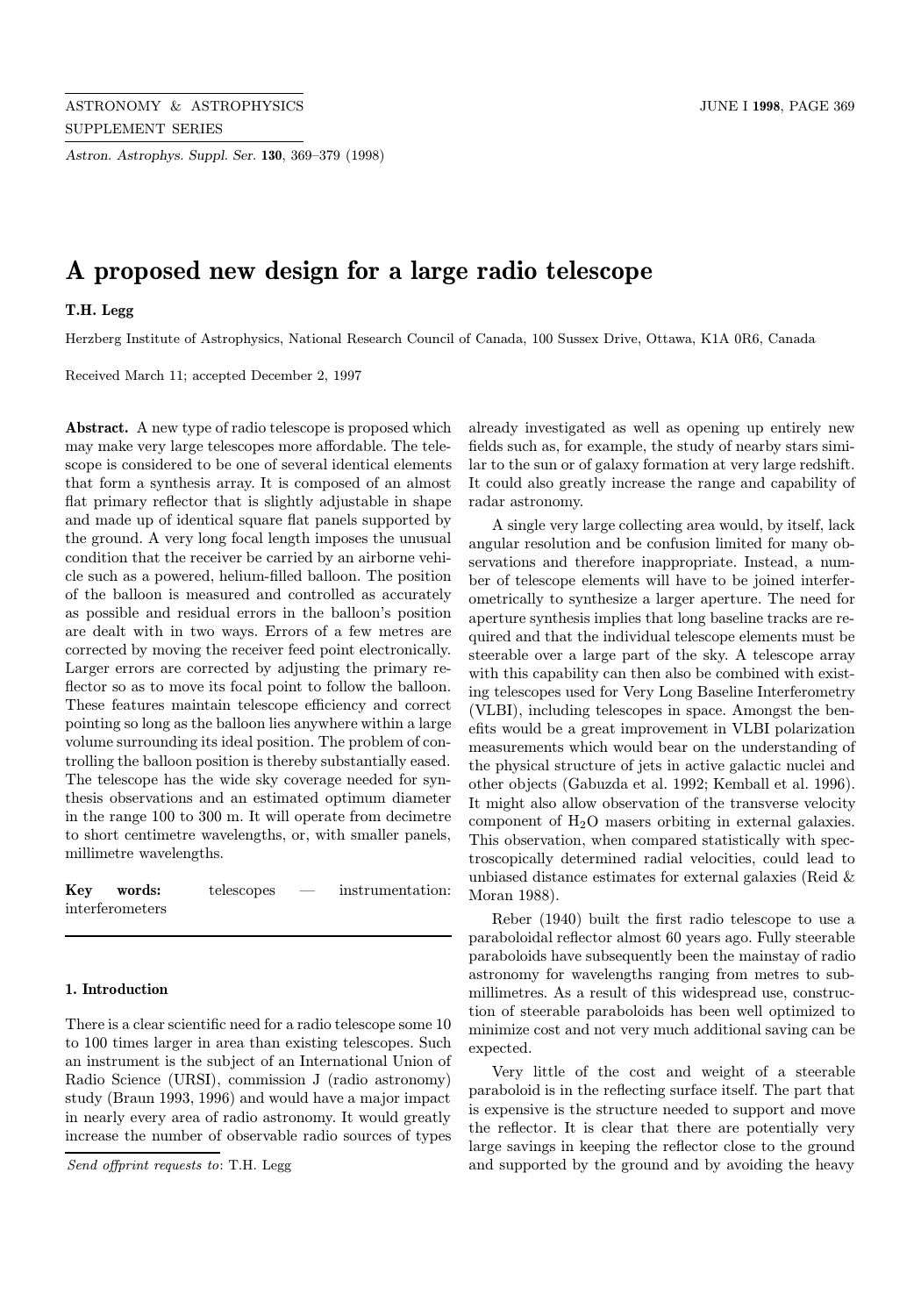# A proposed new design for a large radio telescope

**T.H. Legg**

Herzberg Institute of Astrophysics, National Research Council of Canada, 100 Sussex Drive, Ottawa, K1A 0R6, Canada

Received March 11; accepted December 2, 1997

**Abstract.** A new type of radio telescope is proposed which may make very large telescopes more affordable. The telescope is considered to be one of several identical elements that form a synthesis array. It is composed of an almost flat primary reflector that is slightly adjustable in shape and made up of identical square flat panels supported by the ground. A very long focal length imposes the unusual condition that the receiver be carried by an airborne vehicle such as a powered, helium-filled balloon. The position of the balloon is measured and controlled as accurately as possible and residual errors in the balloon's position are dealt with in two ways. Errors of a few metres are corrected by moving the receiver feed point electronically. Larger errors are corrected by adjusting the primary reflector so as to move its focal point to follow the balloon. These features maintain telescope efficiency and correct pointing so long as the balloon lies anywhere within a large volume surrounding its ideal position. The problem of controlling the balloon position is thereby substantially eased. The telescope has the wide sky coverage needed for synthesis observations and an estimated optimum diameter in the range 100 to 300 m. It will operate from decimetre to short centimetre wavelengths, or, with smaller panels, millimetre wavelengths.

**Key words:** telescopes — instrumentation: interferometers

## 1. Introduction

There is a clear scientific need for a radio telescope some 10 to 100 times larger in area than existing telescopes. Such an instrument is the subject of an International Union of Radio Science (URSI), commission J (radio astronomy) study (Braun 1993, 1996) and would have a major impact in nearly every area of radio astronomy. It would greatly increase the number of observable radio sources of types already investigated as well as opening up entirely new fields such as, for example, the study of nearby stars similar to the sun or of galaxy formation at very large redshift. It could also greatly increase the range and capability of radar astronomy.

A single very large collecting area would, by itself, lack angular resolution and be confusion limited for many observations and therefore inappropriate. Instead, a number of telescope elements will have to be joined interferometrically to synthesize a larger aperture. The need for aperture synthesis implies that long baseline tracks are required and that the individual telescope elements must be steerable over a large part of the sky. A telescope array with this capability can then also be combined with existing telescopes used for Very Long Baseline Interferometry (VLBI), including telescopes in space. Amongst the benefits would be a great improvement in VLBI polarization measurements which would bear on the understanding of the physical structure of jets in active galactic nuclei and other objects (Gabuzda et al. 1992; Kemball et al. 1996). It might also allow observation of the transverse velocity component of $H_2O$ masers orbiting in external galaxies. This observation, when compared statistically with spectroscopically determined radial velocities, could lead to unbiased distance estimates for external galaxies (Reid & Moran 1988).

Reber (1940) built the first radio telescope to use a paraboloidal reflector almost 60 years ago. Fully steerable paraboloids have subsequently been the mainstay of radio astronomy for wavelengths ranging from metres to submillimetres. As a result of this widespread use, construction of steerable paraboloids has been well optimized to minimize cost and not very much additional saving can be expected.

Very little of the cost and weight of a steerable paraboloid is in the reflecting surface itself. The part that is expensive is the structure needed to support and move the reflector. It is clear that there are potentially very large savings in keeping the reflector close to the ground and supported by the ground and by avoiding the heavy

*Send offprint requests to*: T.H. Legg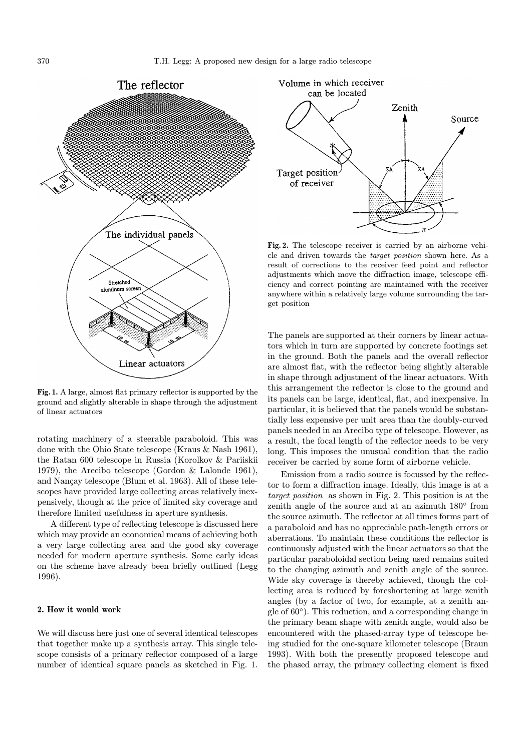**Fig. 1.** A large, almost flat primary reflector is supported by the ground and slightly alterable in shape through the adjustment of linear actuators

rotating machinery of a steerable paraboloid. This was done with the Ohio State telescope (Kraus & Nash 1961), the Ratan 600 telescope in Russia (Korolkov & Pariiskii 1979), the Arecibo telescope (Gordon & Lalonde 1961), and Nançay telescope (Blum et al. 1963). All of these telescopes have provided large collecting areas relatively inexpensively, though at the price of limited sky coverage and therefore limited usefulness in aperture synthesis.

A different type of reflecting telescope is discussed here which may provide an economical means of achieving both a very large collecting area and the good sky coverage needed for modern aperture synthesis. Some early ideas on the scheme have already been briefly outlined (Legg 1996).

## 2. How it would work

We will discuss here just one of several identical telescopes that together make up a synthesis array. This single telescope consists of a primary reflector composed of a large number of identical square panels as sketched in Fig. 1. The panels are supported at their corners by linear actuators which in turn are supported by concrete footings set in the ground. Both the panels and the overall reflector are almost flat, with the reflector being slightly alterable in shape through adjustment of the linear actuators. With this arrangement the reflector is close to the ground and its panels can be large, identical, flat, and inexpensive. In particular, it is believed that the panels would be substantially less expensive per unit area than the doubly-curved panels needed in an Arecibo type of telescope. However, as a result, the focal length of the reflector needs to be very long. This imposes the unusual condition that the radio receiver be carried by some form of airborne vehicle.

**Fig. 2.** The telescope receiver is carried by an airborne vehicle and driven towards the *target position* shown here. As a result of corrections to the receiver feed point and reflector adjustments which move the diffraction image, telescope efficiency and correct pointing are maintained with the receiver anywhere within a relatively large volume surrounding the target position

Emission from a radio source is focussed by the reflector to form a diffraction image. Ideally, this image is at a *target position* as shown in Fig. 2. This position is at the zenith angle of the source and at an azimuth 180° from the source azimuth. The reflector at all times forms part of a paraboloid and has no appreciable path-length errors or aberrations. To maintain these conditions the reflector is continuously adjusted with the linear actuators so that the particular paraboloidal section being used remains suited to the changing azimuth and zenith angle of the source. Wide sky coverage is thereby achieved, though the collecting area is reduced by foreshortening at large zenith angles (by a factor of two, for example, at a zenith angle of 60°). This reduction, and a corresponding change in the primary beam shape with zenith angle, would also be encountered with the phased-array type of telescope being studied for the one-square kilometer telescope (Braun 1993). With both the presently proposed telescope and the phased array, the primary collecting element is fixed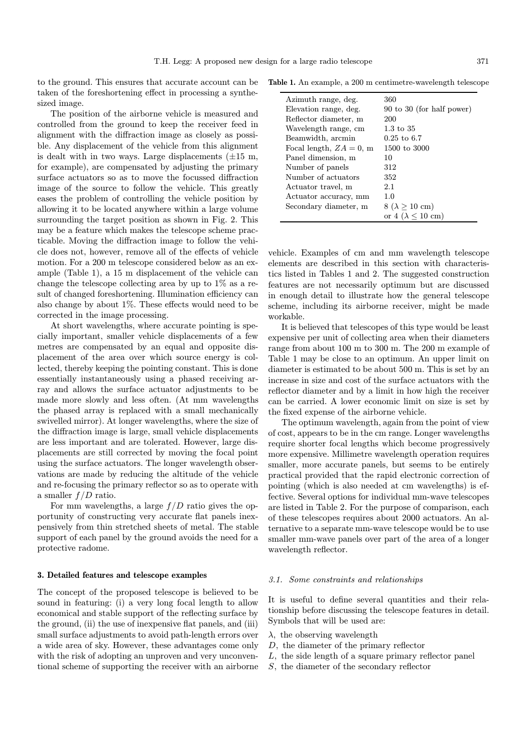to the ground. This ensures that accurate account can be taken of the foreshortening effect in processing a synthesized image.

The position of the airborne vehicle is measured and controlled from the ground to keep the receiver feed in alignment with the diffraction image as closely as possible. Any displacement of the vehicle from this alignment is dealt with in two ways. Large displacements ($\pm 15$ m, for example), are compensated by adjusting the primary surface actuators so as to move the focussed diffraction image of the source to follow the vehicle. This greatly eases the problem of controlling the vehicle position by allowing it to be located anywhere within a large volume surrounding the target position as shown in Fig. 2. This may be a feature which makes the telescope scheme practicable. Moving the diffraction image to follow the vehicle does not, however, remove all of the effects of vehicle motion. For a 200 m telescope considered below as an example (Table 1), a 15 m displacement of the vehicle can change the telescope collecting area by up to 1% as a result of changed foreshortening. Illumination efficiency can also change by about 1%. These effects would need to be corrected in the image processing.

At short wavelengths, where accurate pointing is specially important, smaller vehicle displacements of a few metres are compensated by an equal and opposite displacement of the area over which source energy is collected, thereby keeping the pointing constant. This is done essentially instantaneously using a phased receiving array and allows the surface actuator adjustments to be made more slowly and less often. (At mm wavelengths the phased array is replaced with a small mechanically swivelled mirror). At longer wavelengths, where the size of the diffraction image is large, small vehicle displacements are less important and are tolerated. However, large displacements are still corrected by moving the focal point using the surface actuators. The longer wavelength observations are made by reducing the altitude of the vehicle and re-focusing the primary reflector so as to operate with a smaller $f/D$ ratio.

For mm wavelengths, a large $f/D$ ratio gives the opportunity of constructing very accurate flat panels inexpensively from thin stretched sheets of metal. The stable support of each panel by the ground avoids the need for a protective radome.

**Table 1.** An example, a 200 m centimetre-wavelength telescope

| | |
|---|---|
| Azimuth range, deg. | 360 |
| Elevation range, deg. | 90 to 30 (for half power) |
| Reflector diameter, m | 200 |
| Wavelength range, cm | 1.3 to 35 |
| Beamwidth, arcmin | 0.25 to 6.7 |
| Focal length, $ZA = 0$, m | 1500 to 3000 |
| Panel dimension, m | 10 |
| Number of panels | 312 |
| Number of actuators | 352 |
| Actuator travel, m | 2.1 |
| Actuator accuracy, mm | 1.0 |
| Secondary diameter, m | 8 ($\lambda \geq 10$ cm) or 4 ($\lambda \leq 10$ cm) |

## 3. Detailed features and telescope examples

The concept of the proposed telescope is believed to be sound in featuring: (i) a very long focal length to allow economical and stable support of the reflecting surface by the ground, (ii) the use of inexpensive flat panels, and (iii) small surface adjustments to avoid path-length errors over a wide area of sky. However, these advantages come only with the risk of adopting an unproven and very unconventional scheme of supporting the receiver with an airborne vehicle. Examples of cm and mm wavelength telescope elements are described in this section with characteristics listed in Tables 1 and 2. The suggested construction features are not necessarily optimum but are discussed in enough detail to illustrate how the general telescope scheme, including its airborne receiver, might be made workable.

It is believed that telescopes of this type would be least expensive per unit of collecting area when their diameters range from about 100 m to 300 m. The 200 m example of Table 1 may be close to an optimum. An upper limit on diameter is estimated to be about 500 m. This is set by an increase in size and cost of the surface actuators with the reflector diameter and by a limit in how high the receiver can be carried. A lower economic limit on size is set by the fixed expense of the airborne vehicle.

The optimum wavelength, again from the point of view of cost, appears to be in the cm range. Longer wavelengths require shorter focal lengths which become progressively more expensive. Millimetre wavelength operation requires smaller, more accurate panels, but seems to be entirely practical provided that the rapid electronic correction of pointing (which is also needed at cm wavelengths) is effective. Several options for individual mm-wave telescopes are listed in Table 2. For the purpose of comparison, each of these telescopes requires about 2000 actuators. An alternative to a separate mm-wave telescope would be to use smaller mm-wave panels over part of the area of a longer wavelength reflector.

### *3.1. Some constraints and relationships*

It is useful to define several quantities and their relationship before discussing the telescope features in detail. Symbols that will be used are:

$\lambda$, the observing wavelength  
$D$, the diameter of the primary reflector  
$L$, the side length of a square primary reflector panel  
$S$, the diameter of the secondary reflector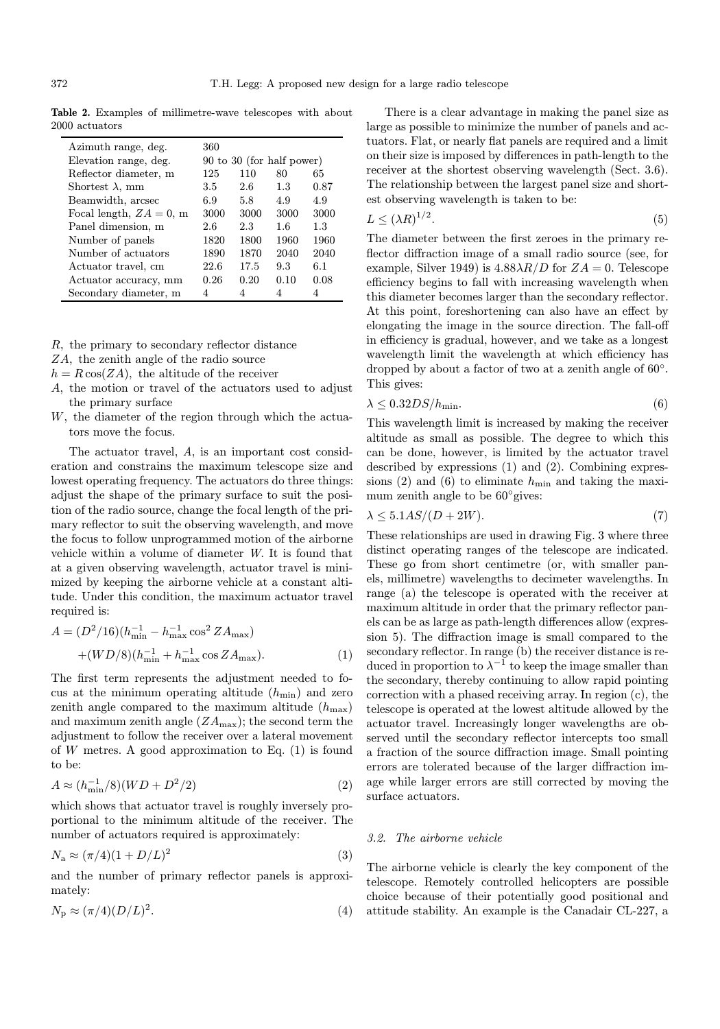**Table 2.** Examples of millimetre-wave telescopes with about 2000 actuators

| | | | | |
|---|---|---|---|---|
| Azimuth range, deg. | 360 | | | |
| Elevation range, deg. | 90 to 30 (for half power) | | | |
| Reflector diameter, m | 125 | 110 | 80 | 65 |
| Shortest λ, mm | 3.5 | 2.6 | 1.3 | 0.87 |
| Beamwidth, arcsec | 6.9 | 5.8 | 4.9 | 4.9 |
| Focal length, $ZA = 0$, m | 3000 | 3000 | 3000 | 3000 |
| Panel dimension, m | 2.6 | 2.3 | 1.6 | 1.3 |
| Number of panels | 1820 | 1800 | 1960 | 1960 |
| Number of actuators | 1890 | 1870 | 2040 | 2040 |
| Actuator travel, cm | 22.6 | 17.5 | 9.3 | 6.1 |
| Actuator accuracy, mm | 0.26 | 0.20 | 0.10 | 0.08 |
| Secondary diameter, m | 4 | 4 | 4 | 4 |

$R$, the primary to secondary reflector distance
$ZA$, the zenith angle of the radio source
$h = R\cos(ZA)$, the altitude of the receiver
$A$, the motion or travel of the actuators used to adjust the primary surface
$W$, the diameter of the region through which the actuators move the focus.

The actuator travel, $A$, is an important cost consideration and constrains the maximum telescope size and lowest operating frequency. The actuators do three things: adjust the shape of the primary surface to suit the position of the radio source, change the focal length of the primary reflector to suit the observing wavelength, and move the focus to follow unprogrammed motion of the airborne vehicle within a volume of diameter $W$. It is found that at a given observing wavelength, actuator travel is minimized by keeping the airborne vehicle at a constant altitude. Under this condition, the maximum actuator travel required is:

$$A = (D^2/16)(h_{\min}^{-1} - h_{\max}^{-1}\cos^2 ZA_{\max}) + (WD/8)(h_{\min}^{-1} + h_{\max}^{-1}\cos ZA_{\max}). \quad (1)$$

The first term represents the adjustment needed to focus at the minimum operating altitude ($h_{\min}$) and zero zenith angle compared to the maximum altitude ($h_{\max}$) and maximum zenith angle ($ZA_{\max}$); the second term the adjustment to follow the receiver over a lateral movement of $W$ metres. A good approximation to Eq. (1) is found to be:

$$A \approx (h_{\min}^{-1}/8)(WD + D^2/2) \quad (2)$$

which shows that actuator travel is roughly inversely proportional to the minimum altitude of the receiver. The number of actuators required is approximately:

$$N_a \approx (\pi/4)(1 + D/L)^2 \quad (3)$$

and the number of primary reflector panels is approximately:

$$N_p \approx (\pi/4)(D/L)^2. \quad (4)$$

There is a clear advantage in making the panel size as large as possible to minimize the number of panels and actuators. Flat, or nearly flat panels are required and a limit on their size is imposed by differences in path-length to the receiver at the shortest observing wavelength (Sect. 3.6). The relationship between the largest panel size and shortest observing wavelength is taken to be:

$$L \leq (\lambda R)^{1/2}. \quad (5)$$

The diameter between the first zeroes in the primary reflector diffraction image of a small radio source (see, for example, Silver 1949) is $4.88\lambda R/D$ for $ZA = 0$. Telescope efficiency begins to fall with increasing wavelength when this diameter becomes larger than the secondary reflector. At this point, foreshortening can also have an effect by elongating the image in the source direction. The fall-off in efficiency is gradual, however, and we take as a longest wavelength limit the wavelength at which efficiency has dropped by about a factor of two at a zenith angle of 60°. This gives:

$$\lambda \leq 0.32DS/h_{\min}. \quad (6)$$

This wavelength limit is increased by making the receiver altitude as small as possible. The degree to which this can be done, however, is limited by the actuator travel described by expressions (1) and (2). Combining expressions (2) and (6) to eliminate $h_{\min}$ and taking the maximum zenith angle to be 60°gives:

$$\lambda \leq 5.1AS/(D + 2W). \quad (7)$$

These relationships are used in drawing Fig. 3 where three distinct operating ranges of the telescope are indicated. These go from short centimetre (or, with smaller panels, millimetre) wavelengths to decimeter wavelengths. In range (a) the telescope is operated with the receiver at maximum altitude in order that the primary reflector panels can be as large as path-length differences allow (expression 5). The diffraction image is small compared to the secondary reflector. In range (b) the receiver distance is reduced in proportion to $\lambda^{-1}$ to keep the image smaller than the secondary, thereby continuing to allow rapid pointing correction with a phased receiving array. In region (c), the telescope is operated at the lowest altitude allowed by the actuator travel. Increasingly longer wavelengths are observed until the secondary reflector intercepts too small a fraction of the source diffraction image. Small pointing errors are tolerated because of the larger diffraction image while larger errors are still corrected by moving the surface actuators.

### 3.2. The airborne vehicle

The airborne vehicle is clearly the key component of the telescope. Remotely controlled helicopters are possible choice because of their potentially good positional and attitude stability. An example is the Canadair CL-227, a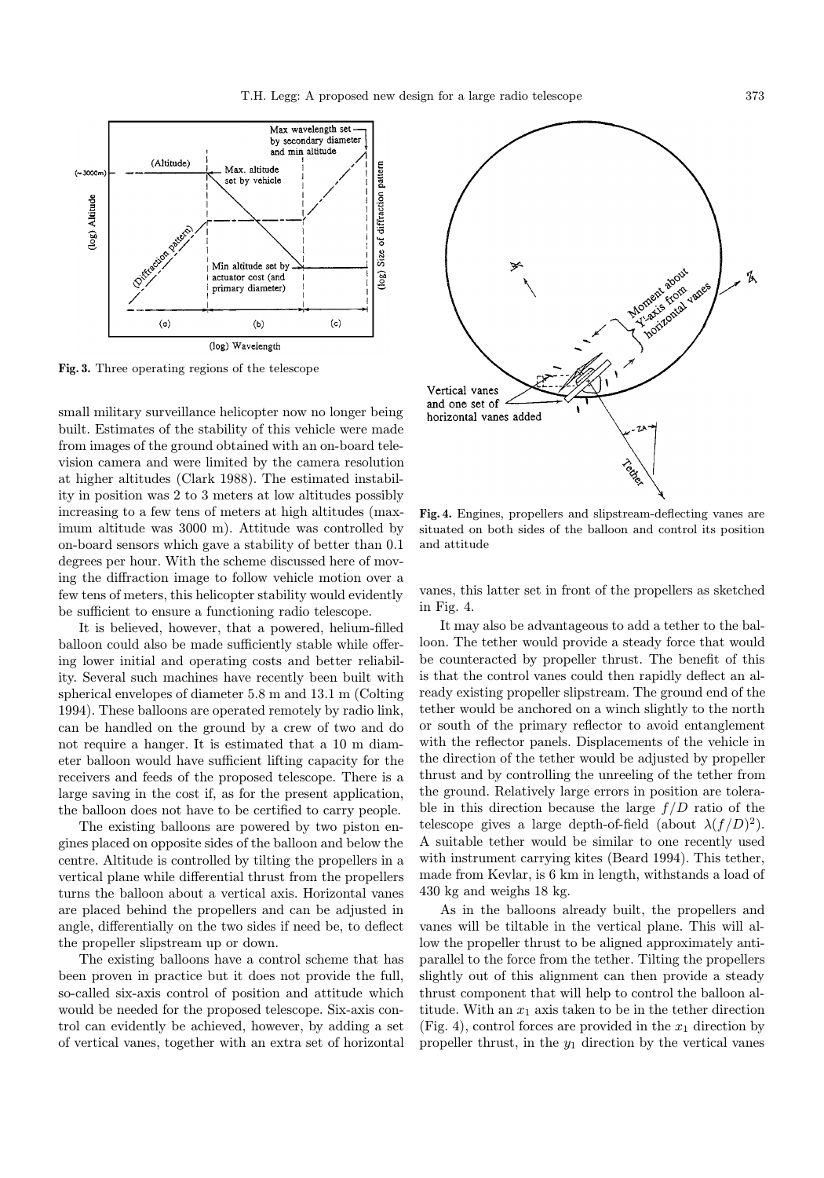Fig. 3. Three operating regions of the telescope

small military surveillance helicopter now no longer being built. Estimates of the stability of this vehicle were made from images of the ground obtained with an on-board television camera and were limited by the camera resolution at higher altitudes (Clark 1988). The estimated instability in position was 2 to 3 meters at low altitudes possibly increasing to a few tens of meters at high altitudes (maximum altitude was 3000 m). Attitude was controlled by on-board sensors which gave a stability of better than 0.1 degrees per hour. With the scheme discussed here of moving the diffraction image to follow vehicle motion over a few tens of meters, this helicopter stability would evidently be sufficient to ensure a functioning radio telescope.

It is believed, however, that a powered, helium-filled balloon could also be made sufficiently stable while offering lower initial and operating costs and better reliability. Several such machines have recently been built with spherical envelopes of diameter 5.8 m and 13.1 m (Colting 1994). These balloons are operated remotely by radio link, can be handled on the ground by a crew of two and do not require a hanger. It is estimated that a 10 m diameter balloon would have sufficient lifting capacity for the receivers and feeds of the proposed telescope. There is a large saving in the cost if, as for the present application, the balloon does not have to be certified to carry people.

The existing balloons are powered by two piston engines placed on opposite sides of the balloon and below the centre. Altitude is controlled by tilting the propellers in a vertical plane while differential thrust from the propellers turns the balloon about a vertical axis. Horizontal vanes are placed behind the propellers and can be adjusted in angle, differentially on the two sides if need be, to deflect the propeller slipstream up or down.

The existing balloons have a control scheme that has been proven in practice but it does not provide the full, so-called six-axis control of position and attitude which would be needed for the proposed telescope. Six-axis control can evidently be achieved, however, by adding a set of vertical vanes, together with an extra set of horizontal vanes, this latter set in front of the propellers as sketched in Fig. 4.

Fig. 4. Engines, propellers and slipstream-deflecting vanes are situated on both sides of the balloon and control its position and attitude

It may also be advantageous to add a tether to the balloon. The tether would provide a steady force that would be counteracted by propeller thrust. The benefit of this is that the control vanes could then rapidly deflect an already existing propeller slipstream. The ground end of the tether would be anchored on a winch slightly to the north or south of the primary reflector to avoid entanglement with the reflector panels. Displacements of the vehicle in the direction of the tether would be adjusted by propeller thrust and by controlling the unreeling of the tether from the ground. Relatively large errors in position are tolerable in this direction because the large $f/D$ ratio of the telescope gives a large depth-of-field (about $\lambda(f/D)^2$). A suitable tether would be similar to one recently used with instrument carrying kites (Beard 1994). This tether, made from Kevlar, is 6 km in length, withstands a load of 430 kg and weighs 18 kg.

As in the balloons already built, the propellers and vanes will be tiltable in the vertical plane. This will allow the propeller thrust to be aligned approximately antiparallel to the force from the tether. Tilting the propellers slightly out of this alignment can then provide a steady thrust component that will help to control the balloon altitude. With an $x_1$ axis taken to be in the tether direction (Fig. 4), control forces are provided in the $x_1$ direction by propeller thrust, in the $y_1$ direction by the vertical vanes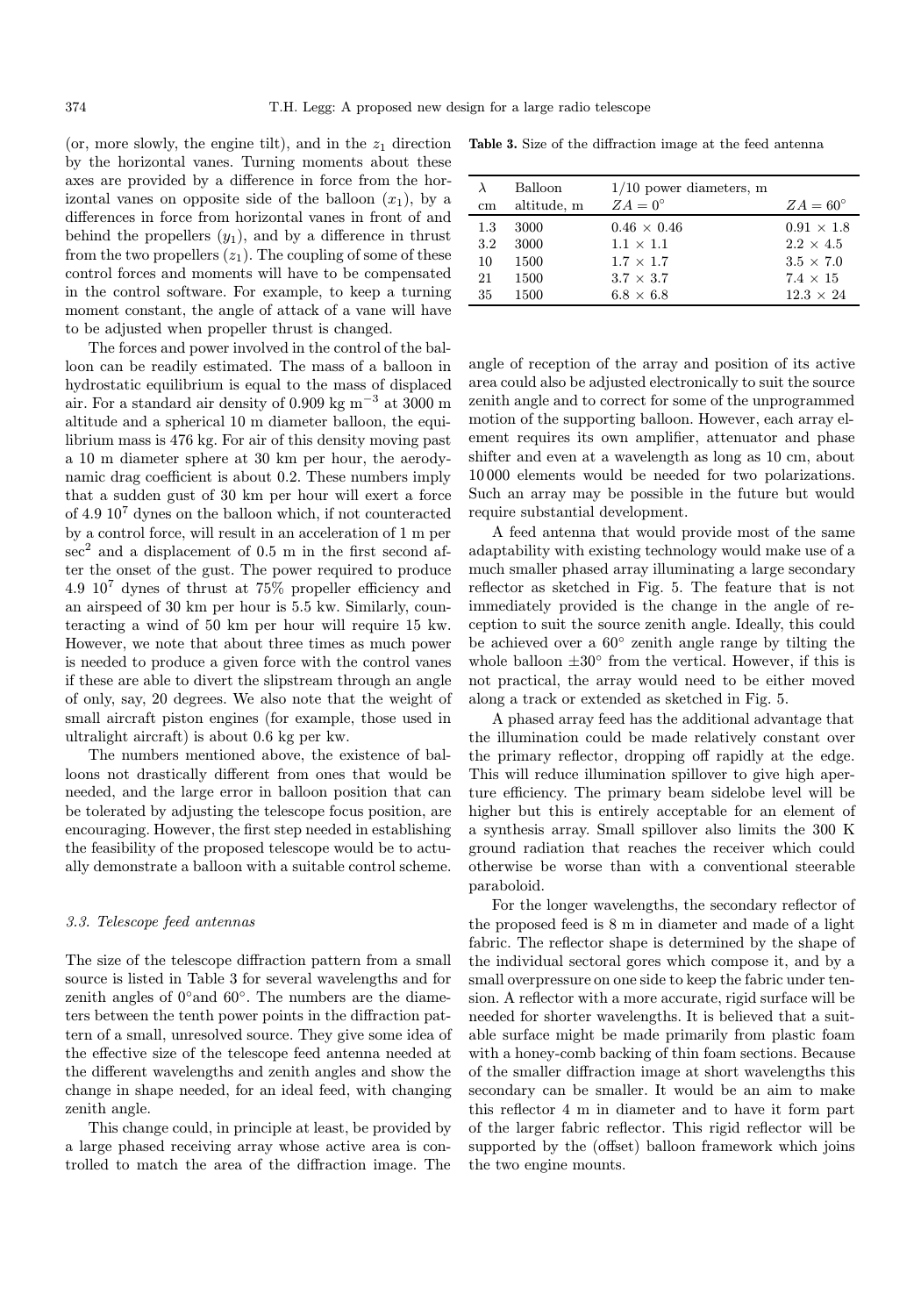(or, more slowly, the engine tilt), and in the $z_1$ direction by the horizontal vanes. Turning moments about these axes are provided by a difference in force from the horizontal vanes on opposite side of the balloon ($x_1$), by a differences in force from horizontal vanes in front of and behind the propellers ($y_1$), and by a difference in thrust from the two propellers ($z_1$). The coupling of some of these control forces and moments will have to be compensated in the control software. For example, to keep a turning moment constant, the angle of attack of a vane will have to be adjusted when propeller thrust is changed.

The forces and power involved in the control of the balloon can be readily estimated. The mass of a balloon in hydrostatic equilibrium is equal to the mass of displaced air. For a standard air density of 0.909 kg m$^{-3}$ at 3000 m altitude and a spherical 10 m diameter balloon, the equilibrium mass is 476 kg. For air of this density moving past a 10 m diameter sphere at 30 km per hour, the aerodynamic drag coefficient is about 0.2. These numbers imply that a sudden gust of 30 km per hour will exert a force of 4.9 $10^7$ dynes on the balloon which, if not counteracted by a control force, will result in an acceleration of 1 m per sec$^2$ and a displacement of 0.5 m in the first second after the onset of the gust. The power required to produce 4.9 $10^7$ dynes of thrust at 75% propeller efficiency and an airspeed of 30 km per hour is 5.5 kw. Similarly, counteracting a wind of 50 km per hour will require 15 kw. However, we note that about three times as much power is needed to produce a given force with the control vanes if these are able to divert the slipstream through an angle of only, say, 20 degrees. We also note that the weight of small aircraft piston engines (for example, those used in ultralight aircraft) is about 0.6 kg per kw.

The numbers mentioned above, the existence of balloons not drastically different from ones that would be needed, and the large error in balloon position that can be tolerated by adjusting the telescope focus position, are encouraging. However, the first step needed in establishing the feasibility of the proposed telescope would be to actually demonstrate a balloon with a suitable control scheme.

### 3.3. Telescope feed antennas

The size of the telescope diffraction pattern from a small source is listed in Table 3 for several wavelengths and for zenith angles of 0°and 60°. The numbers are the diameters between the tenth power points in the diffraction pattern of a small, unresolved source. They give some idea of the effective size of the telescope feed antenna needed at the different wavelengths and zenith angles and show the change in shape needed, for an ideal feed, with changing zenith angle.

This change could, in principle at least, be provided by a large phased receiving array whose active area is controlled to match the area of the diffraction image. The angle of reception of the array and position of its active area could also be adjusted electronically to suit the source zenith angle and to correct for some of the unprogrammed motion of the supporting balloon. However, each array element requires its own amplifier, attenuator and phase shifter and even at a wavelength as long as 10 cm, about 10 000 elements would be needed for two polarizations. Such an array may be possible in the future but would require substantial development.

**Table 3.** Size of the diffraction image at the feed antenna

| $\lambda$ cm | Balloon altitude, m | 1/10 power diameters, m $ZA = 0^\circ$ | $ZA = 60^\circ$ |
|---|---|---|---|
| 1.3 | 3000 | 0.46 × 0.46 | 0.91 × 1.8 |
| 3.2 | 3000 | 1.1 × 1.1 | 2.2 × 4.5 |
| 10 | 1500 | 1.7 × 1.7 | 3.5 × 7.0 |
| 21 | 1500 | 3.7 × 3.7 | 7.4 × 15 |
| 35 | 1500 | 6.8 × 6.8 | 12.3 × 24 |

A feed antenna that would provide most of the same adaptability with existing technology would make use of a much smaller phased array illuminating a large secondary reflector as sketched in Fig. 5. The feature that is not immediately provided is the change in the angle of reception to suit the source zenith angle. Ideally, this could be achieved over a 60° zenith angle range by tilting the whole balloon ±30° from the vertical. However, if this is not practical, the array would need to be either moved along a track or extended as sketched in Fig. 5.

A phased array feed has the additional advantage that the illumination could be made relatively constant over the primary reflector, dropping off rapidly at the edge. This will reduce illumination spillover to give high aperture efficiency. The primary beam sidelobe level will be higher but this is entirely acceptable for an element of a synthesis array. Small spillover also limits the 300 K ground radiation that reaches the receiver which could otherwise be worse than with a conventional steerable paraboloid.

For the longer wavelengths, the secondary reflector of the proposed feed is 8 m in diameter and made of a light fabric. The reflector shape is determined by the shape of the individual sectoral gores which compose it, and by a small overpressure on one side to keep the fabric under tension. A reflector with a more accurate, rigid surface will be needed for shorter wavelengths. It is believed that a suitable surface might be made primarily from plastic foam with a honey-comb backing of thin foam sections. Because of the smaller diffraction image at short wavelengths this secondary can be smaller. It would be an aim to make this reflector 4 m in diameter and to have it form part of the larger fabric reflector. This rigid reflector will be supported by the (offset) balloon framework which joins the two engine mounts.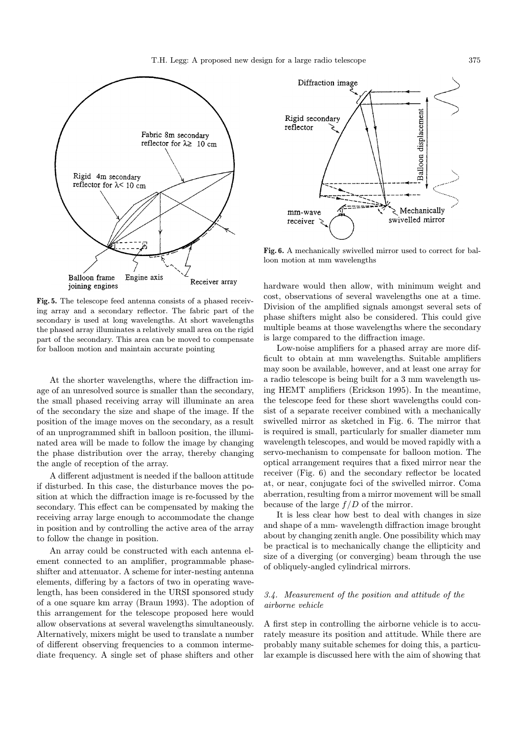**Fig. 5.** The telescope feed antenna consists of a phased receiving array and a secondary reflector. The fabric part of the secondary is used at long wavelengths. At short wavelengths the phased array illuminates a relatively small area on the rigid part of the secondary. This area can be moved to compensate for balloon motion and maintain accurate pointing

At the shorter wavelengths, where the diffraction image of an unresolved source is smaller than the secondary, the small phased receiving array will illuminate an area of the secondary the size and shape of the image. If the position of the image moves on the secondary, as a result of an unprogrammed shift in balloon position, the illuminated area will be made to follow the image by changing the phase distribution over the array, thereby changing the angle of reception of the array.

A different adjustment is needed if the balloon attitude if disturbed. In this case, the disturbance moves the position at which the diffraction image is re-focussed by the secondary. This effect can be compensated by making the receiving array large enough to accommodate the change in position and by controlling the active area of the array to follow the change in position.

An array could be constructed with each antenna element connected to an amplifier, programmable phase-shifter and attenuator. A scheme for inter-nesting antenna elements, differing by a factors of two in operating wavelength, has been considered in the URSI sponsored study of a one square km array (Braun 1993). The adoption of this arrangement for the telescope proposed here would allow observations at several wavelengths simultaneously. Alternatively, mixers might be used to translate a number of different observing frequencies to a common intermediate frequency. A single set of phase shifters and other hardware would then allow, with minimum weight and cost, observations of several wavelengths one at a time. Division of the amplified signals amongst several sets of phase shifters might also be considered. This could give multiple beams at those wavelengths where the secondary is large compared to the diffraction image.

**Fig. 6.** A mechanically swivelled mirror used to correct for balloon motion at mm wavelengths

Low-noise amplifiers for a phased array are more difficult to obtain at mm wavelengths. Suitable amplifiers may soon be available, however, and at least one array for a radio telescope is being built for a 3 mm wavelength using HEMT amplifiers (Erickson 1995). In the meantime, the telescope feed for these short wavelengths could consist of a separate receiver combined with a mechanically swivelled mirror as sketched in Fig. 6. The mirror that is required is small, particularly for smaller diameter mm wavelength telescopes, and would be moved rapidly with a servo-mechanism to compensate for balloon motion. The optical arrangement requires that a fixed mirror near the receiver (Fig. 6) and the secondary reflector be located at, or near, conjugate foci of the swivelled mirror. Coma aberration, resulting from a mirror movement will be small because of the large $f/D$ of the mirror.

It is less clear how best to deal with changes in size and shape of a mm- wavelength diffraction image brought about by changing zenith angle. One possibility which may be practical is to mechanically change the ellipticity and size of a diverging (or converging) beam through the use of obliquely-angled cylindrical mirrors.

### *3.4. Measurement of the position and attitude of the airborne vehicle*

A first step in controlling the airborne vehicle is to accurately measure its position and attitude. While there are probably many suitable schemes for doing this, a particular example is discussed here with the aim of showing that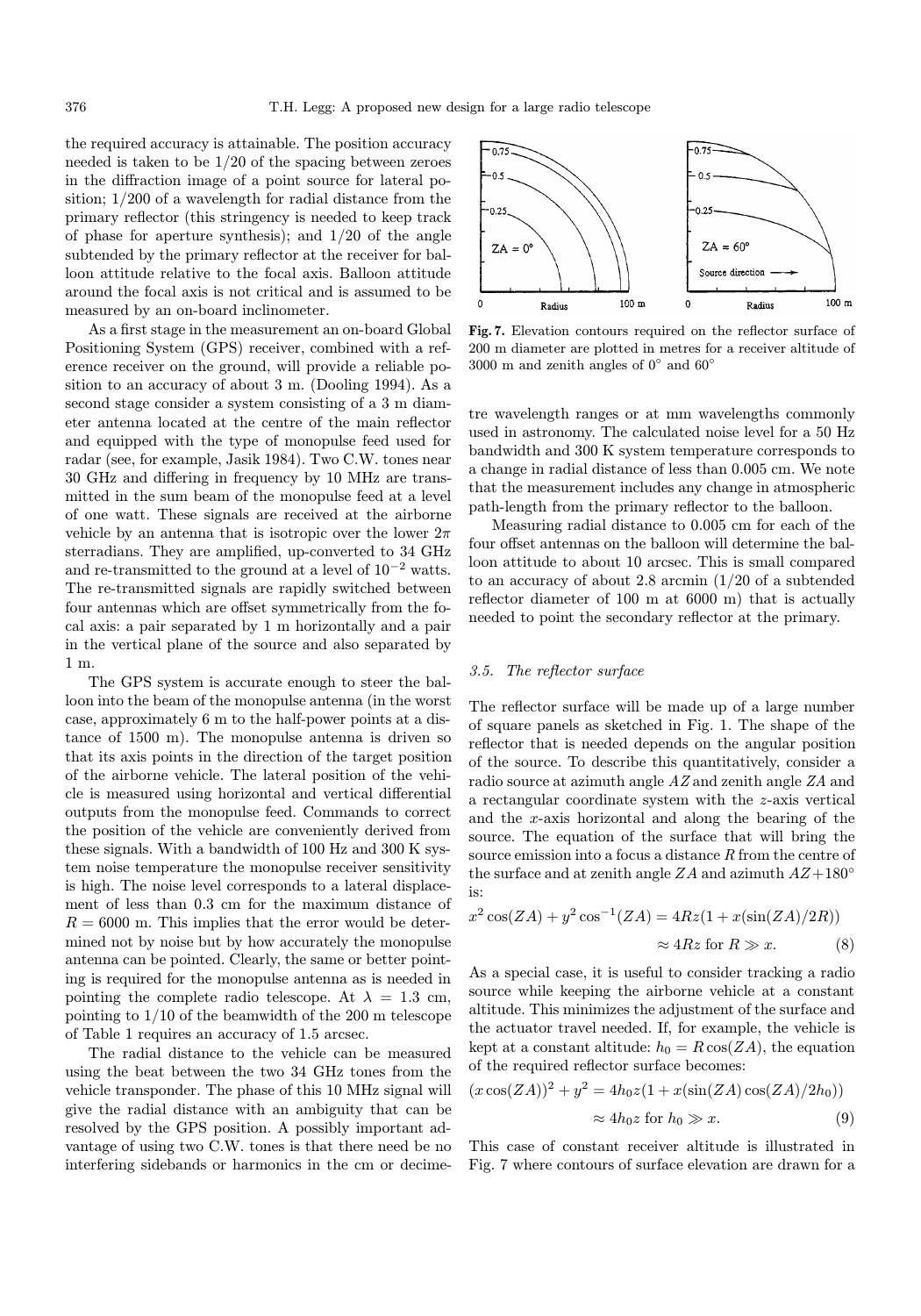the required accuracy is attainable. The position accuracy needed is taken to be 1/20 of the spacing between zeroes in the diffraction image of a point source for lateral position; 1/200 of a wavelength for radial distance from the primary reflector (this stringency is needed to keep track of phase for aperture synthesis); and 1/20 of the angle subtended by the primary reflector at the receiver for balloon attitude relative to the focal axis. Balloon attitude around the focal axis is not critical and is assumed to be measured by an on-board inclinometer.

As a first stage in the measurement an on-board Global Positioning System (GPS) receiver, combined with a reference receiver on the ground, will provide a reliable position to an accuracy of about 3 m. (Dooling 1994). As a second stage consider a system consisting of a 3 m diameter antenna located at the centre of the main reflector and equipped with the type of monopulse feed used for radar (see, for example, Jasik 1984). Two C.W. tones near 30 GHz and differing in frequency by 10 MHz are transmitted in the sum beam of the monopulse feed at a level of one watt. These signals are received at the airborne vehicle by an antenna that is isotropic over the lower $2\pi$ sterradians. They are amplified, up-converted to 34 GHz and re-transmitted to the ground at a level of $10^{-2}$ watts. The re-transmitted signals are rapidly switched between four antennas which are offset symmetrically from the focal axis: a pair separated by 1 m horizontally and a pair in the vertical plane of the source and also separated by 1 m.

The GPS system is accurate enough to steer the balloon into the beam of the monopulse antenna (in the worst case, approximately 6 m to the half-power points at a distance of 1500 m). The monopulse antenna is driven so that its axis points in the direction of the target position of the airborne vehicle. The lateral position of the vehicle is measured using horizontal and vertical differential outputs from the monopulse feed. Commands to correct the position of the vehicle are conveniently derived from these signals. With a bandwidth of 100 Hz and 300 K system noise temperature the monopulse receiver sensitivity is high. The noise level corresponds to a lateral displacement of less than 0.3 cm for the maximum distance of $R = 6000$ m. This implies that the error would be determined not by noise but by how accurately the monopulse antenna can be pointed. Clearly, the same or better pointing is required for the monopulse antenna as is needed in pointing the complete radio telescope. At $\lambda = 1.3$ cm, pointing to 1/10 of the beamwidth of the 200 m telescope of Table 1 requires an accuracy of 1.5 arcsec.

The radial distance to the vehicle can be measured using the beat between the two 34 GHz tones from the vehicle transponder. The phase of this 10 MHz signal will give the radial distance with an ambiguity that can be resolved by the GPS position. A possibly important advantage of using two C.W. tones is that there need be no interfering sidebands or harmonics in the cm or decimetre wavelength ranges or at mm wavelengths commonly used in astronomy. The calculated noise level for a 50 Hz bandwidth and 300 K system temperature corresponds to a change in radial distance of less than 0.005 cm. We note that the measurement includes any change in atmospheric path-length from the primary reflector to the balloon.

Measuring radial distance to 0.005 cm for each of the four offset antennas on the balloon will determine the balloon attitude to about 10 arcsec. This is small compared to an accuracy of about 2.8 arcmin (1/20 of a subtended reflector diameter of 100 m at 6000 m) that is actually needed to point the secondary reflector at the primary.

**Fig. 7.** Elevation contours required on the reflector surface of 200 m diameter are plotted in metres for a receiver altitude of 3000 m and zenith angles of 0° and 60°

### *3.5. The reflector surface*

The reflector surface will be made up of a large number of square panels as sketched in Fig. 1. The shape of the reflector that is needed depends on the angular position of the source. To describe this quantitatively, consider a radio source at azimuth angle $AZ$ and zenith angle $ZA$ and a rectangular coordinate system with the $z$-axis vertical and the $x$-axis horizontal and along the bearing of the source. The equation of the surface that will bring the source emission into a focus a distance $R$ from the centre of the surface and at zenith angle $ZA$ and azimuth $AZ+180°$ is:

$$x^2 \cos(ZA) + y^2 \cos^{-1}(ZA) = 4Rz(1 + x(\sin(ZA)/2R))$$
$$\approx 4Rz \text{ for } R \gg x. \qquad (8)$$

As a special case, it is useful to consider tracking a radio source while keeping the airborne vehicle at a constant altitude. This minimizes the adjustment of the surface and the actuator travel needed. If, for example, the vehicle is kept at a constant altitude: $h_0 = R\cos(ZA)$, the equation of the required reflector surface becomes:

$$(x\cos(ZA))^2 + y^2 = 4h_0 z(1 + x(\sin(ZA)\cos(ZA)/2h_0))$$
$$\approx 4h_0 z \text{ for } h_0 \gg x. \qquad (9)$$

This case of constant receiver altitude is illustrated in Fig. 7 where contours of surface elevation are drawn for a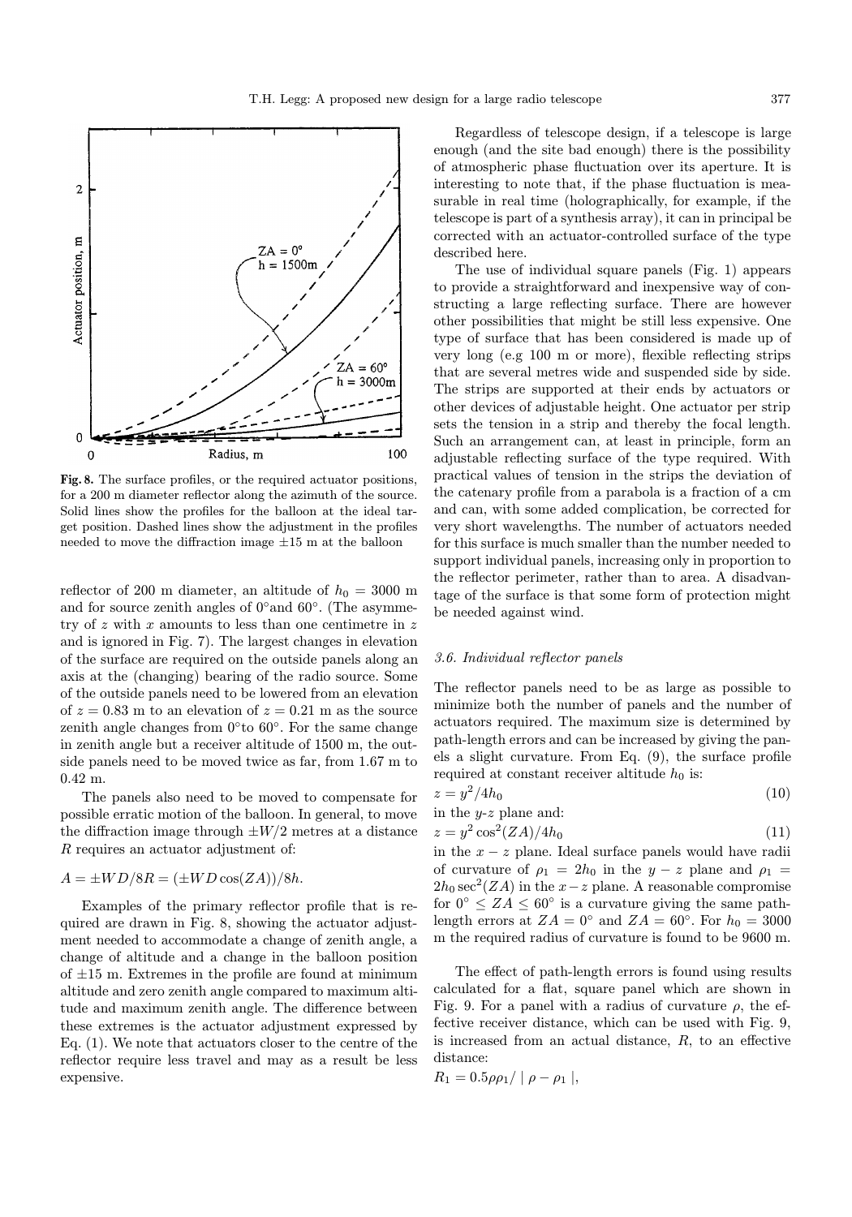**Fig. 8.** The surface profiles, or the required actuator positions, for a 200 m diameter reflector along the azimuth of the source. Solid lines show the profiles for the balloon at the ideal target position. Dashed lines show the adjustment in the profiles needed to move the diffraction image ±15 m at the balloon

reflector of 200 m diameter, an altitude of $h_0 = 3000$ m and for source zenith angles of 0°and 60°. (The asymmetry of $z$ with $x$ amounts to less than one centimetre in $z$ and is ignored in Fig. 7). The largest changes in elevation of the surface are required on the outside panels along an axis at the (changing) bearing of the radio source. Some of the outside panels need to be lowered from an elevation of $z = 0.83$ m to an elevation of $z = 0.21$ m as the source zenith angle changes from 0°to 60°. For the same change in zenith angle but a receiver altitude of 1500 m, the outside panels need to be moved twice as far, from 1.67 m to 0.42 m.

The panels also need to be moved to compensate for possible erratic motion of the balloon. In general, to move the diffraction image through $\pm W/2$ metres at a distance $R$ requires an actuator adjustment of:

$$A = \pm WD/8R = (\pm WD\cos(ZA))/8h.$$

Examples of the primary reflector profile that is required are drawn in Fig. 8, showing the actuator adjustment needed to accommodate a change of zenith angle, a change of altitude and a change in the balloon position of ±15 m. Extremes in the profile are found at minimum altitude and zero zenith angle compared to maximum altitude and maximum zenith angle. The difference between these extremes is the actuator adjustment expressed by Eq. (1). We note that actuators closer to the centre of the reflector require less travel and may as a result be less expensive.

Regardless of telescope design, if a telescope is large enough (and the site bad enough) there is the possibility of atmospheric phase fluctuation over its aperture. It is interesting to note that, if the phase fluctuation is measurable in real time (holographically, for example, if the telescope is part of a synthesis array), it can in principal be corrected with an actuator-controlled surface of the type described here.

The use of individual square panels (Fig. 1) appears to provide a straightforward and inexpensive way of constructing a large reflecting surface. There are however other possibilities that might be still less expensive. One type of surface that has been considered is made up of very long (e.g 100 m or more), flexible reflecting strips that are several metres wide and suspended side by side. The strips are supported at their ends by actuators or other devices of adjustable height. One actuator per strip sets the tension in a strip and thereby the focal length. Such an arrangement can, at least in principle, form an adjustable reflecting surface of the type required. With practical values of tension in the strips the deviation of the catenary profile from a parabola is a fraction of a cm and can, with some added complication, be corrected for very short wavelengths. The number of actuators needed for this surface is much smaller than the number needed to support individual panels, increasing only in proportion to the reflector perimeter, rather than to area. A disadvantage of the surface is that some form of protection might be needed against wind.

### *3.6. Individual reflector panels*

The reflector panels need to be as large as possible to minimize both the number of panels and the number of actuators required. The maximum size is determined by path-length errors and can be increased by giving the panels a slight curvature. From Eq. (9), the surface profile required at constant receiver altitude $h_0$ is:

$$z = y^2/4h_0 \tag{10}$$

in the $y$-$z$ plane and:

$$z = y^2\cos^2(ZA)/4h_0 \tag{11}$$

in the $x - z$ plane. Ideal surface panels would have radii of curvature of $\rho_1 = 2h_0$ in the $y - z$ plane and $\rho_1 = 2h_0\sec^2(ZA)$ in the $x - z$ plane. A reasonable compromise for $0° \leq ZA \leq 60°$ is a curvature giving the same path-length errors at $ZA = 0°$ and $ZA = 60°$. For $h_0 = 3000$ m the required radius of curvature is found to be 9600 m.

The effect of path-length errors is found using results calculated for a flat, square panel which are shown in Fig. 9. For a panel with a radius of curvature $\rho$, the effective receiver distance, which can be used with Fig. 9, is increased from an actual distance, $R$, to an effective distance:

$$R_1 = 0.5\rho\rho_1/\mid \rho - \rho_1 \mid,$$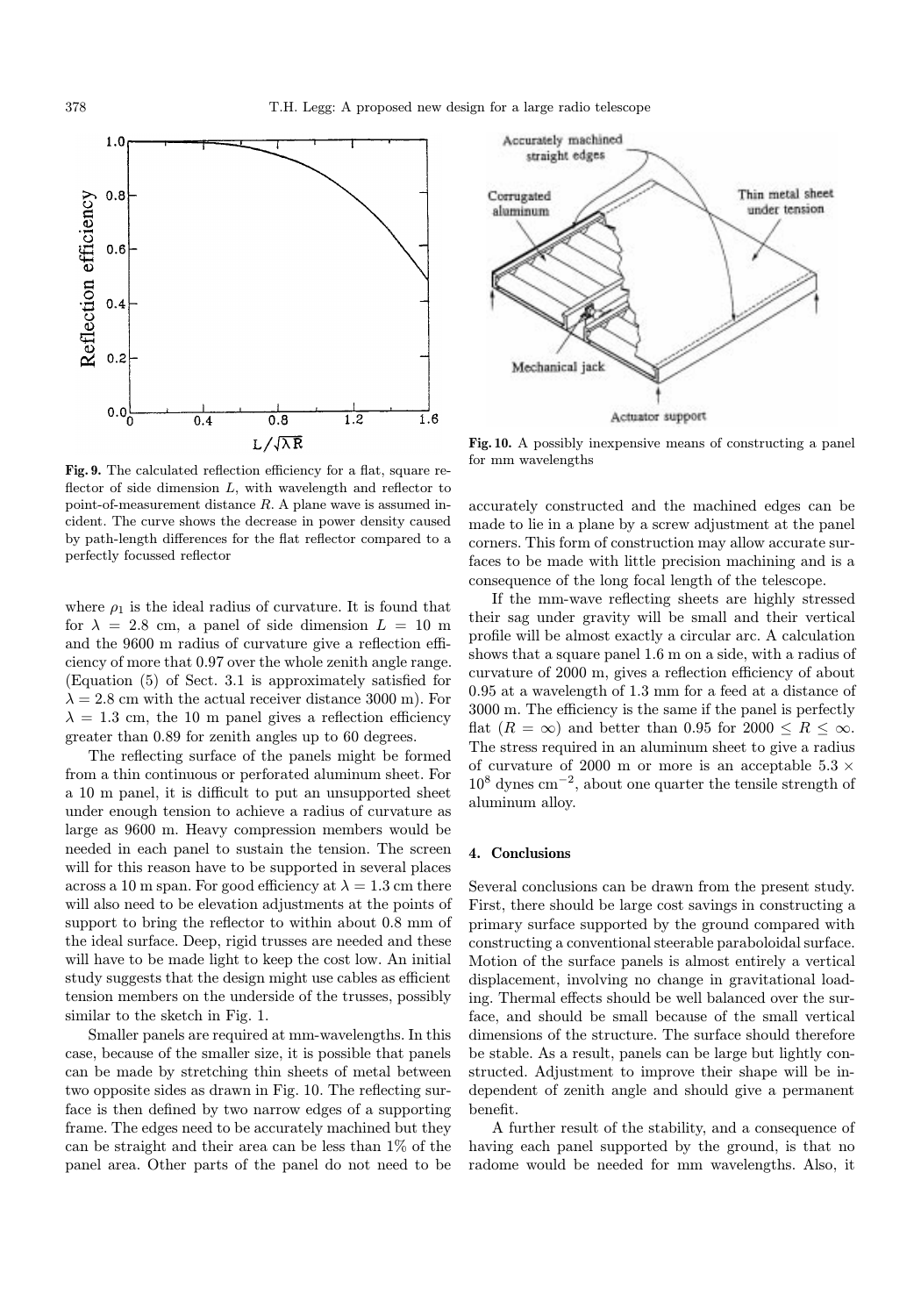Fig. 9. The calculated reflection efficiency for a flat, square reflector of side dimension $L$, with wavelength and reflector to point-of-measurement distance $R$. A plane wave is assumed incident. The curve shows the decrease in power density caused by path-length differences for the flat reflector compared to a perfectly focussed reflector

Fig. 10. A possibly inexpensive means of constructing a panel for mm wavelengths

where $\rho_1$ is the ideal radius of curvature. It is found that for $\lambda = 2.8$ cm, a panel of side dimension $L = 10$ m and the 9600 m radius of curvature give a reflection efficiency of more that 0.97 over the whole zenith angle range. (Equation (5) of Sect. 3.1 is approximately satisfied for $\lambda = 2.8$ cm with the actual receiver distance 3000 m). For $\lambda = 1.3$ cm, the 10 m panel gives a reflection efficiency greater than 0.89 for zenith angles up to 60 degrees.

The reflecting surface of the panels might be formed from a thin continuous or perforated aluminum sheet. For a 10 m panel, it is difficult to put an unsupported sheet under enough tension to achieve a radius of curvature as large as 9600 m. Heavy compression members would be needed in each panel to sustain the tension. The screen will for this reason have to be supported in several places across a 10 m span. For good efficiency at $\lambda = 1.3$ cm there will also need to be elevation adjustments at the points of support to bring the reflector to within about 0.8 mm of the ideal surface. Deep, rigid trusses are needed and these will have to be made light to keep the cost low. An initial study suggests that the design might use cables as efficient tension members on the underside of the trusses, possibly similar to the sketch in Fig. 1.

Smaller panels are required at mm-wavelengths. In this case, because of the smaller size, it is possible that panels can be made by stretching thin sheets of metal between two opposite sides as drawn in Fig. 10. The reflecting surface is then defined by two narrow edges of a supporting frame. The edges need to be accurately machined but they can be straight and their area can be less than 1% of the panel area. Other parts of the panel do not need to be accurately constructed and the machined edges can be made to lie in a plane by a screw adjustment at the panel corners. This form of construction may allow accurate surfaces to be made with little precision machining and is a consequence of the long focal length of the telescope.

If the mm-wave reflecting sheets are highly stressed their sag under gravity will be small and their vertical profile will be almost exactly a circular arc. A calculation shows that a square panel 1.6 m on a side, with a radius of curvature of 2000 m, gives a reflection efficiency of about 0.95 at a wavelength of 1.3 mm for a feed at a distance of 3000 m. The efficiency is the same if the panel is perfectly flat ($R = \infty$) and better than 0.95 for $2000 \leq R \leq \infty$. The stress required in an aluminum sheet to give a radius of curvature of 2000 m or more is an acceptable $5.3 \times 10^8$ dynes cm$^{-2}$, about one quarter the tensile strength of aluminum alloy.

## 4. Conclusions

Several conclusions can be drawn from the present study. First, there should be large cost savings in constructing a primary surface supported by the ground compared with constructing a conventional steerable paraboloidal surface. Motion of the surface panels is almost entirely a vertical displacement, involving no change in gravitational loading. Thermal effects should be well balanced over the surface, and should be small because of the small vertical dimensions of the structure. The surface should therefore be stable. As a result, panels can be large but lightly constructed. Adjustment to improve their shape will be independent of zenith angle and should give a permanent benefit.

A further result of the stability, and a consequence of having each panel supported by the ground, is that no radome would be needed for mm wavelengths. Also, it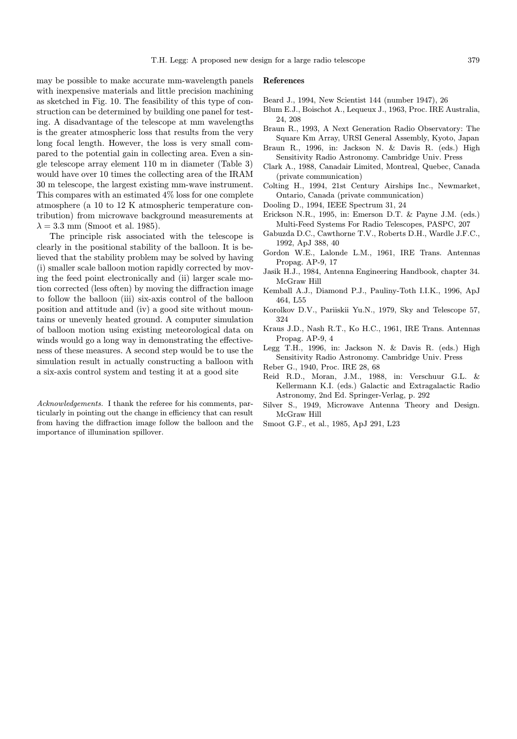may be possible to make accurate mm-wavelength panels with inexpensive materials and little precision machining as sketched in Fig. 10. The feasibility of this type of construction can be determined by building one panel for testing. A disadvantage of the telescope at mm wavelengths is the greater atmospheric loss that results from the very long focal length. However, the loss is very small compared to the potential gain in collecting area. Even a single telescope array element 110 m in diameter (Table 3) would have over 10 times the collecting area of the IRAM 30 m telescope, the largest existing mm-wave instrument. This compares with an estimated 4% loss for one complete atmosphere (a 10 to 12 K atmospheric temperature contribution) from microwave background measurements at $\lambda = 3.3$ mm (Smoot et al. 1985).

The principle risk associated with the telescope is clearly in the positional stability of the balloon. It is believed that the stability problem may be solved by having (i) smaller scale balloon motion rapidly corrected by moving the feed point electronically and (ii) larger scale motion corrected (less often) by moving the diffraction image to follow the balloon (iii) six-axis control of the balloon position and attitude and (iv) a good site without mountains or unevenly heated ground. A computer simulation of balloon motion using existing meteorological data on winds would go a long way in demonstrating the effectiveness of these measures. A second step would be to use the simulation result in actually constructing a balloon with a six-axis control system and testing it at a good site

*Acknowledgements.* I thank the referee for his comments, particularly in pointing out the change in efficiency that can result from having the diffraction image follow the balloon and the importance of illumination spillover.

## References

Beard J., 1994, New Scientist 144 (number 1947), 26

Blum E.J., Boischot A., Lequeux J., 1963, Proc. IRE Australia, 24, 208

Braun R., 1993, A Next Generation Radio Observatory: The Square Km Array, URSI General Assembly, Kyoto, Japan

Braun R., 1996, in: Jackson N. & Davis R. (eds.) High Sensitivity Radio Astronomy. Cambridge Univ. Press

Clark A., 1988, Canadair Limited, Montreal, Quebec, Canada (private communication)

Colting H., 1994, 21st Century Airships Inc., Newmarket, Ontario, Canada (private communication)

Dooling D., 1994, IEEE Spectrum 31, 24

Erickson N.R., 1995, in: Emerson D.T. & Payne J.M. (eds.) Multi-Feed Systems For Radio Telescopes, PASPC, 207

Gabuzda D.C., Cawthorne T.V., Roberts D.H., Wardle J.F.C., 1992, ApJ 388, 40

Gordon W.E., Lalonde L.M., 1961, IRE Trans. Antennas Propag. AP-9, 17

Jasik H.J., 1984, Antenna Engineering Handbook, chapter 34. McGraw Hill

Kemball A.J., Diamond P.J., Pauliny-Toth I.I.K., 1996, ApJ 464, L55

Korolkov D.V., Pariiskii Yu.N., 1979, Sky and Telescope 57, 324

Kraus J.D., Nash R.T., Ko H.C., 1961, IRE Trans. Antennas Propag. AP-9, 4

Legg T.H., 1996, in: Jackson N. & Davis R. (eds.) High Sensitivity Radio Astronomy. Cambridge Univ. Press

Reber G., 1940, Proc. IRE 28, 68

Reid R.D., Moran, J.M., 1988, in: Verschuur G.L. & Kellermann K.I. (eds.) Galactic and Extragalactic Radio Astronomy, 2nd Ed. Springer-Verlag, p. 292

Silver S., 1949, Microwave Antenna Theory and Design. McGraw Hill

Smoot G.F., et al., 1985, ApJ 291, L23